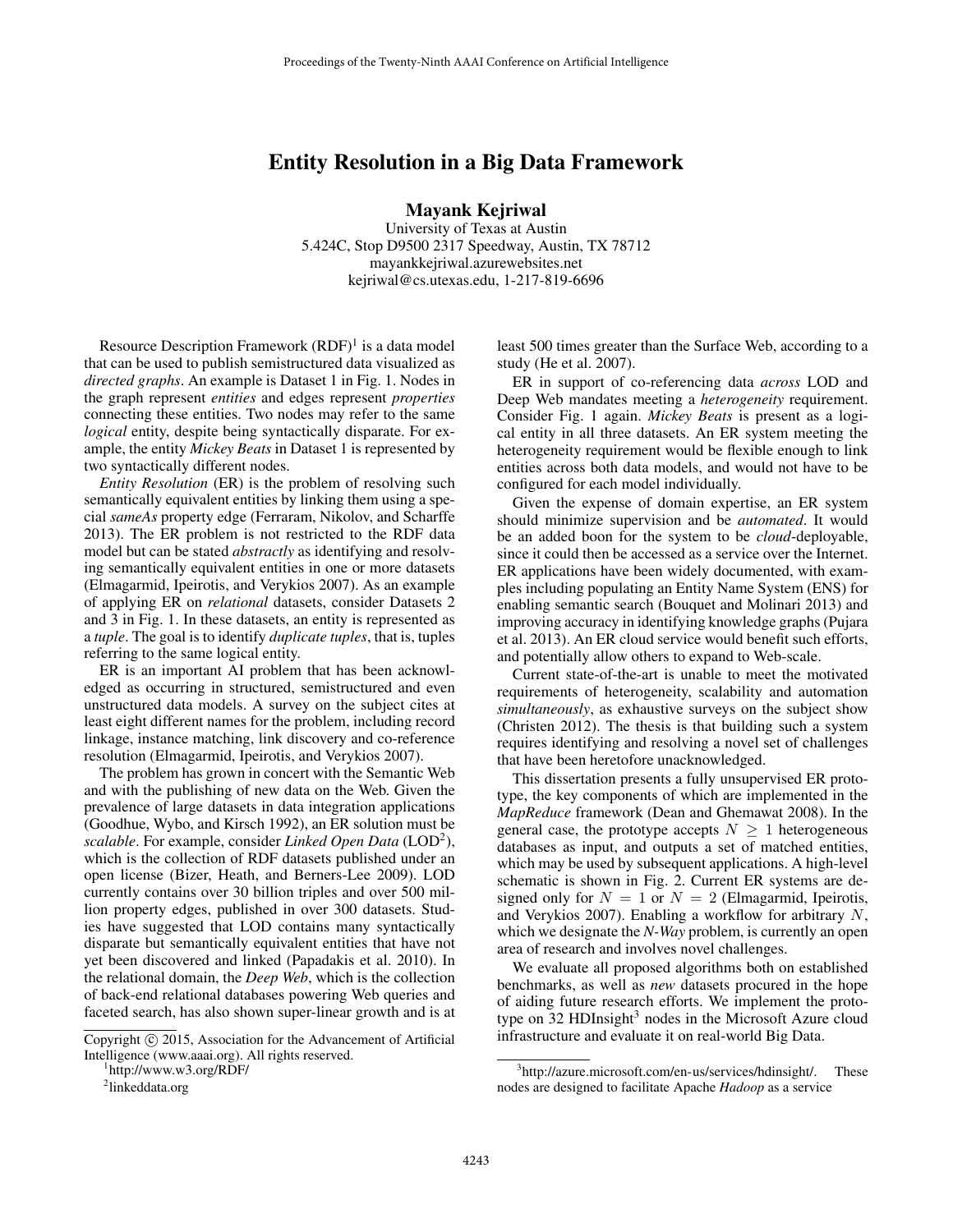# Entity Resolution in a Big Data Framework

**Mayank Kejriwal**
University of Texas at Austin
5.424C, Stop D9500 2317 Speedway, Austin, TX 78712
mayankkejriwal.azurewebsites.net
kejriwal@cs.utexas.edu, 1-217-819-6696

Resource Description Framework (RDF)[1] is a data model that can be used to publish semistructured data visualized as *directed graphs*. An example is Dataset 1 in Fig. 1. Nodes in the graph represent *entities* and edges represent *properties* connecting these entities. Two nodes may refer to the same *logical* entity, despite being syntactically disparate. For example, the entity *Mickey Beats* in Dataset 1 is represented by two syntactically different nodes.

*Entity Resolution* (ER) is the problem of resolving such semantically equivalent entities by linking them using a special *sameAs* property edge (Ferraram, Nikolov, and Scharffe 2013). The ER problem is not restricted to the RDF data model but can be stated *abstractly* as identifying and resolving semantically equivalent entities in one or more datasets (Elmagarmid, Ipeirotis, and Verykios 2007). As an example of applying ER on *relational* datasets, consider Datasets 2 and 3 in Fig. 1. In these datasets, an entity is represented as a *tuple*. The goal is to identify *duplicate tuples*, that is, tuples referring to the same logical entity.

ER is an important AI problem that has been acknowledged as occurring in structured, semistructured and even unstructured data models. A survey on the subject cites at least eight different names for the problem, including record linkage, instance matching, link discovery and co-reference resolution (Elmagarmid, Ipeirotis, and Verykios 2007).

The problem has grown in concert with the Semantic Web and with the publishing of new data on the Web. Given the prevalence of large datasets in data integration applications (Goodhue, Wybo, and Kirsch 1992), an ER solution must be *scalable*. For example, consider *Linked Open Data* (LOD[2]), which is the collection of RDF datasets published under an open license (Bizer, Heath, and Berners-Lee 2009). LOD currently contains over 30 billion triples and over 500 million property edges, published in over 300 datasets. Studies have suggested that LOD contains many syntactically disparate but semantically equivalent entities that have not yet been discovered and linked (Papadakis et al. 2010). In the relational domain, the *Deep Web*, which is the collection of back-end relational databases powering Web queries and faceted search, has also shown super-linear growth and is at least 500 times greater than the Surface Web, according to a study (He et al. 2007).

ER in support of co-referencing data *across* LOD and Deep Web mandates meeting a *heterogeneity* requirement. Consider Fig. 1 again. *Mickey Beats* is present as a logical entity in all three datasets. An ER system meeting the heterogeneity requirement would be flexible enough to link entities across both data models, and would not have to be configured for each model individually.

Given the expense of domain expertise, an ER system should minimize supervision and be *automated*. It would be an added boon for the system to be *cloud*-deployable, since it could then be accessed as a service over the Internet. ER applications have been widely documented, with examples including populating an Entity Name System (ENS) for enabling semantic search (Bouquet and Molinari 2013) and improving accuracy in identifying knowledge graphs (Pujara et al. 2013). An ER cloud service would benefit such efforts, and potentially allow others to expand to Web-scale.

Current state-of-the-art is unable to meet the motivated requirements of heterogeneity, scalability and automation *simultaneously*, as exhaustive surveys on the subject show (Christen 2012). The thesis is that building such a system requires identifying and resolving a novel set of challenges that have been heretofore unacknowledged.

This dissertation presents a fully unsupervised ER prototype, the key components of which are implemented in the *MapReduce* framework (Dean and Ghemawat 2008). In the general case, the prototype accepts $N \geq 1$ heterogeneous databases as input, and outputs a set of matched entities, which may be used by subsequent applications. A high-level schematic is shown in Fig. 2. Current ER systems are designed only for $N = 1$ or $N = 2$ (Elmagarmid, Ipeirotis, and Verykios 2007). Enabling a workflow for arbitrary $N$, which we designate the *N-Way* problem, is currently an open area of research and involves novel challenges.

We evaluate all proposed algorithms both on established benchmarks, as well as *new* datasets procured in the hope of aiding future research efforts. We implement the prototype on 32 HDInsight[3] nodes in the Microsoft Azure cloud infrastructure and evaluate it on real-world Big Data.

---

Copyright © 2015, Association for the Advancement of Artificial Intelligence (www.aaai.org). All rights reserved.

[1] http://www.w3.org/RDF/

[2] linkeddata.org

[3] http://azure.microsoft.com/en-us/services/hdinsight/. These nodes are designed to facilitate Apache *Hadoop* as a service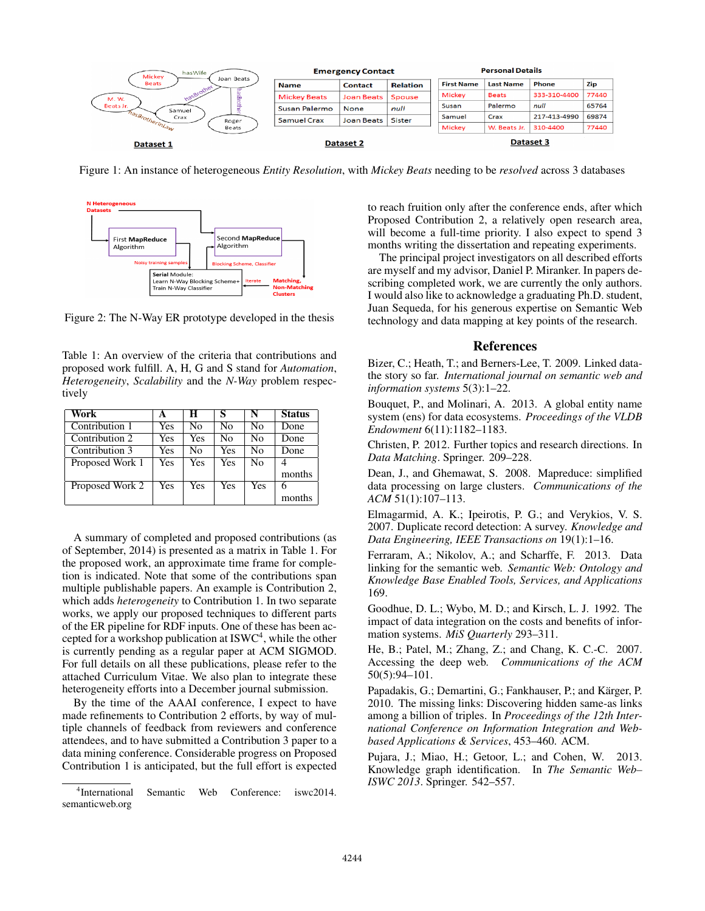Dataset 1

| Emergency Contact | | |
|---|---|---|
| Name | Contact | Relation |
| Mickey Beats | Joan Beats | Spouse |
| Susan Palermo | None | null |
| Samuel Crax | Joan Beats | Sister |

Dataset 2

| Personal Details | | | |
|---|---|---|---|
| First Name | Last Name | Phone | Zip |
| Mickey | Beats | 333-310-4400 | 77440 |
| Susan | Palermo | null | 65764 |
| Samuel | Crax | 217-413-4990 | 69874 |
| Mickey | W. Beats Jr. | 310-4400 | 77440 |

Dataset 3

Figure 1: An instance of heterogeneous *Entity Resolution*, with *Mickey Beats* needing to be *resolved* across 3 databases

N Heterogeneous Datasets
First MapReduce Algorithm
Second MapReduce Algorithm
Noisy training samples
Blocking Scheme, Classifier
Serial Module: Learn N-Way Blocking Scheme+ Train N-Way Classifier
Iterate
Matching, Non-Matching Clusters

Figure 2: The N-Way ER prototype developed in the thesis

Table 1: An overview of the criteria that contributions and proposed work fulfill. A, H, G and S stand for *Automation*, *Heterogeneity*, *Scalability* and the *N-Way* problem respectively

| Work | A | H | S | N | Status |
|---|---|---|---|---|---|
| Contribution 1 | Yes | No | No | No | Done |
| Contribution 2 | Yes | Yes | No | No | Done |
| Contribution 3 | Yes | No | Yes | No | Done |
| Proposed Work 1 | Yes | Yes | Yes | No | 4 months |
| Proposed Work 2 | Yes | Yes | Yes | Yes | 6 months |

A summary of completed and proposed contributions (as of September, 2014) is presented as a matrix in Table 1. For the proposed work, an approximate time frame for completion is indicated. Note that some of the contributions span multiple publishable papers. An example is Contribution 2, which adds *heterogeneity* to Contribution 1. In two separate works, we apply our proposed techniques to different parts of the ER pipeline for RDF inputs. One of these has been accepted for a workshop publication at ISWC[4], while the other is currently pending as a regular paper at ACM SIGMOD. For full details on all these publications, please refer to the attached Curriculum Vitae. We also plan to integrate these heterogeneity efforts into a December journal submission.

By the time of the AAAI conference, I expect to have made refinements to Contribution 2 efforts, by way of multiple channels of feedback from reviewers and conference attendees, and to have submitted a Contribution 3 paper to a data mining conference. Considerable progress on Proposed Contribution 1 is anticipated, but the full effort is expected to reach fruition only after the conference ends, after which Proposed Contribution 2, a relatively open research area, will become a full-time priority. I also expect to spend 3 months writing the dissertation and repeating experiments.

The principal project investigators on all described efforts are myself and my advisor, Daniel P. Miranker. In papers describing completed work, we are currently the only authors. I would also like to acknowledge a graduating Ph.D. student, Juan Sequeda, for his generous expertise on Semantic Web technology and data mapping at key points of the research.

[4]International Semantic Web Conference: iswc2014.semanticweb.org

## References

Bizer, C.; Heath, T.; and Berners-Lee, T. 2009. Linked data-the story so far. *International journal on semantic web and information systems* 5(3):1–22.

Bouquet, P., and Molinari, A. 2013. A global entity name system (ens) for data ecosystems. *Proceedings of the VLDB Endowment* 6(11):1182–1183.

Christen, P. 2012. Further topics and research directions. In *Data Matching*. Springer. 209–228.

Dean, J., and Ghemawat, S. 2008. Mapreduce: simplified data processing on large clusters. *Communications of the ACM* 51(1):107–113.

Elmagarmid, A. K.; Ipeirotis, P. G.; and Verykios, V. S. 2007. Duplicate record detection: A survey. *Knowledge and Data Engineering, IEEE Transactions on* 19(1):1–16.

Ferraram, A.; Nikolov, A.; and Scharffe, F. 2013. Data linking for the semantic web. *Semantic Web: Ontology and Knowledge Base Enabled Tools, Services, and Applications* 169.

Goodhue, D. L.; Wybo, M. D.; and Kirsch, L. J. 1992. The impact of data integration on the costs and benefits of information systems. *MiS Quarterly* 293–311.

He, B.; Patel, M.; Zhang, Z.; and Chang, K. C.-C. 2007. Accessing the deep web. *Communications of the ACM* 50(5):94–101.

Papadakis, G.; Demartini, G.; Fankhauser, P.; and Kärger, P. 2010. The missing links: Discovering hidden same-as links among a billion of triples. In *Proceedings of the 12th International Conference on Information Integration and Web-based Applications & Services*, 453–460. ACM.

Pujara, J.; Miao, H.; Getoor, L.; and Cohen, W. 2013. Knowledge graph identification. In *The Semantic Web–ISWC 2013*. Springer. 542–557.